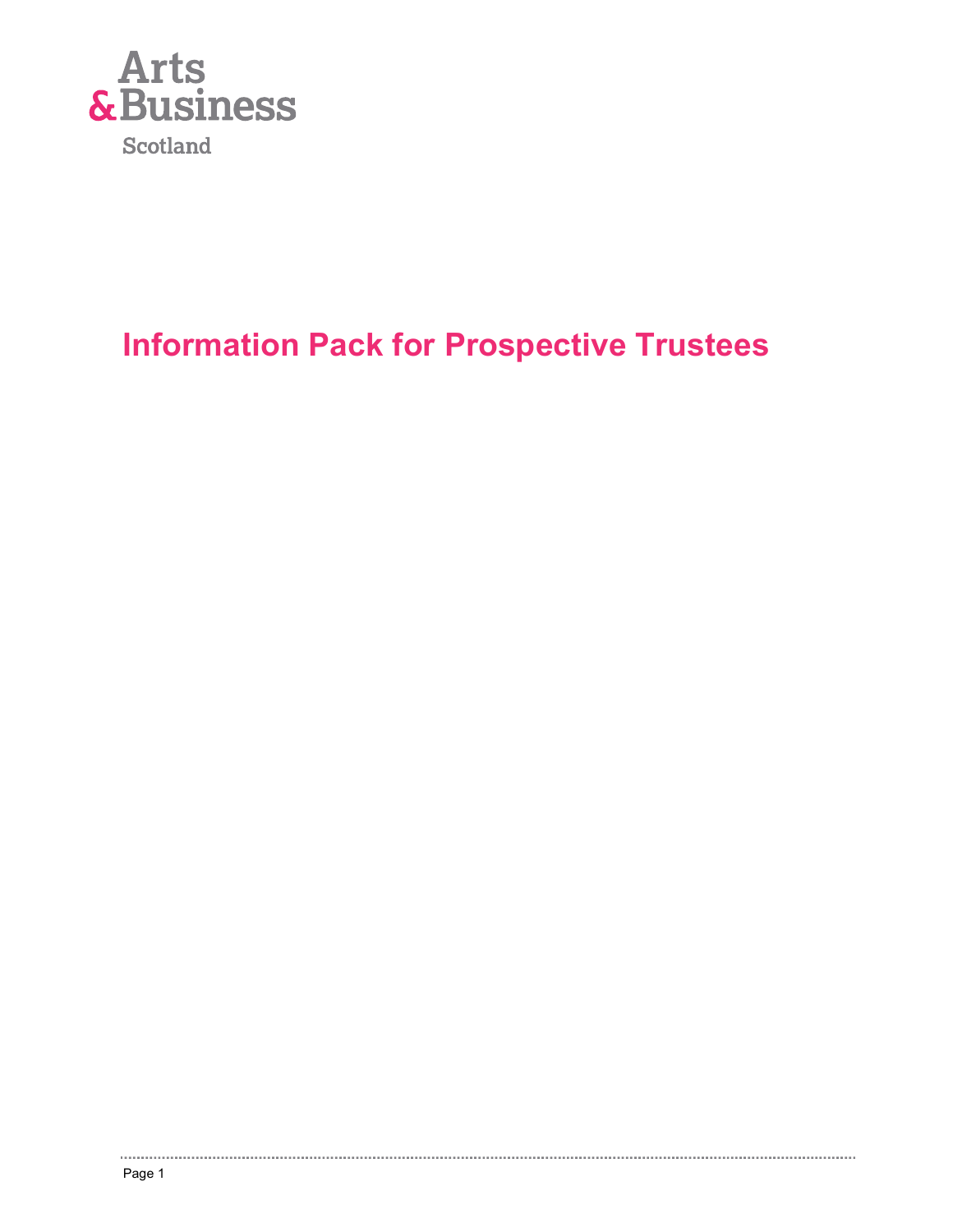Arts
& Business
Scotland

# Information Pack for Prospective Trustees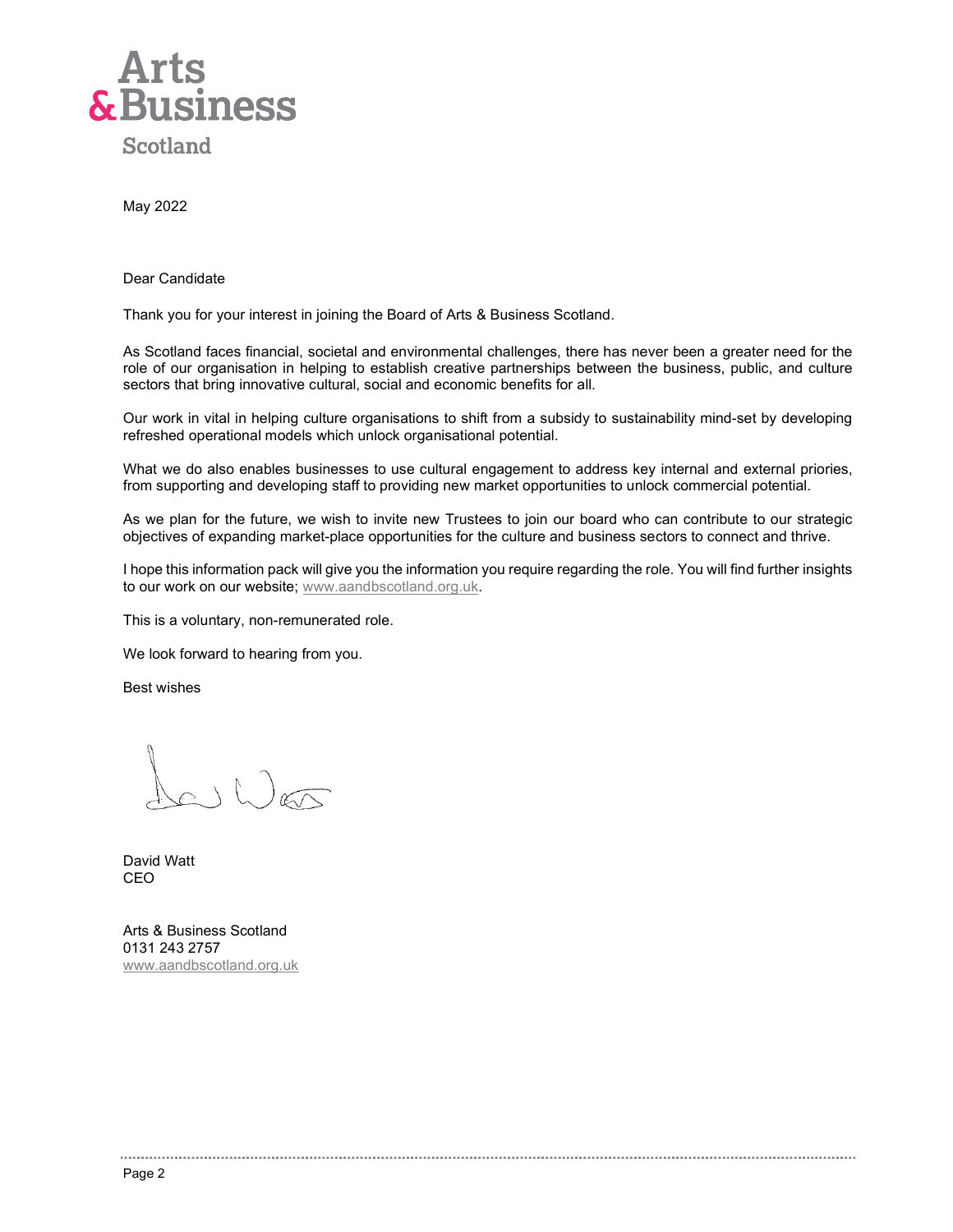Arts
& Business
Scotland

May 2022

Dear Candidate

Thank you for your interest in joining the Board of Arts & Business Scotland.

As Scotland faces financial, societal and environmental challenges, there has never been a greater need for the role of our organisation in helping to establish creative partnerships between the business, public, and culture sectors that bring innovative cultural, social and economic benefits for all.

Our work in vital in helping culture organisations to shift from a subsidy to sustainability mind-set by developing refreshed operational models which unlock organisational potential.

What we do also enables businesses to use cultural engagement to address key internal and external priories, from supporting and developing staff to providing new market opportunities to unlock commercial potential.

As we plan for the future, we wish to invite new Trustees to join our board who can contribute to our strategic objectives of expanding market-place opportunities for the culture and business sectors to connect and thrive.

I hope this information pack will give you the information you require regarding the role. You will find further insights to our work on our website; www.aandbscotland.org.uk.

This is a voluntary, non-remunerated role.

We look forward to hearing from you.

Best wishes

David Watt
CEO

Arts & Business Scotland
0131 243 2757
www.aandbscotland.org.uk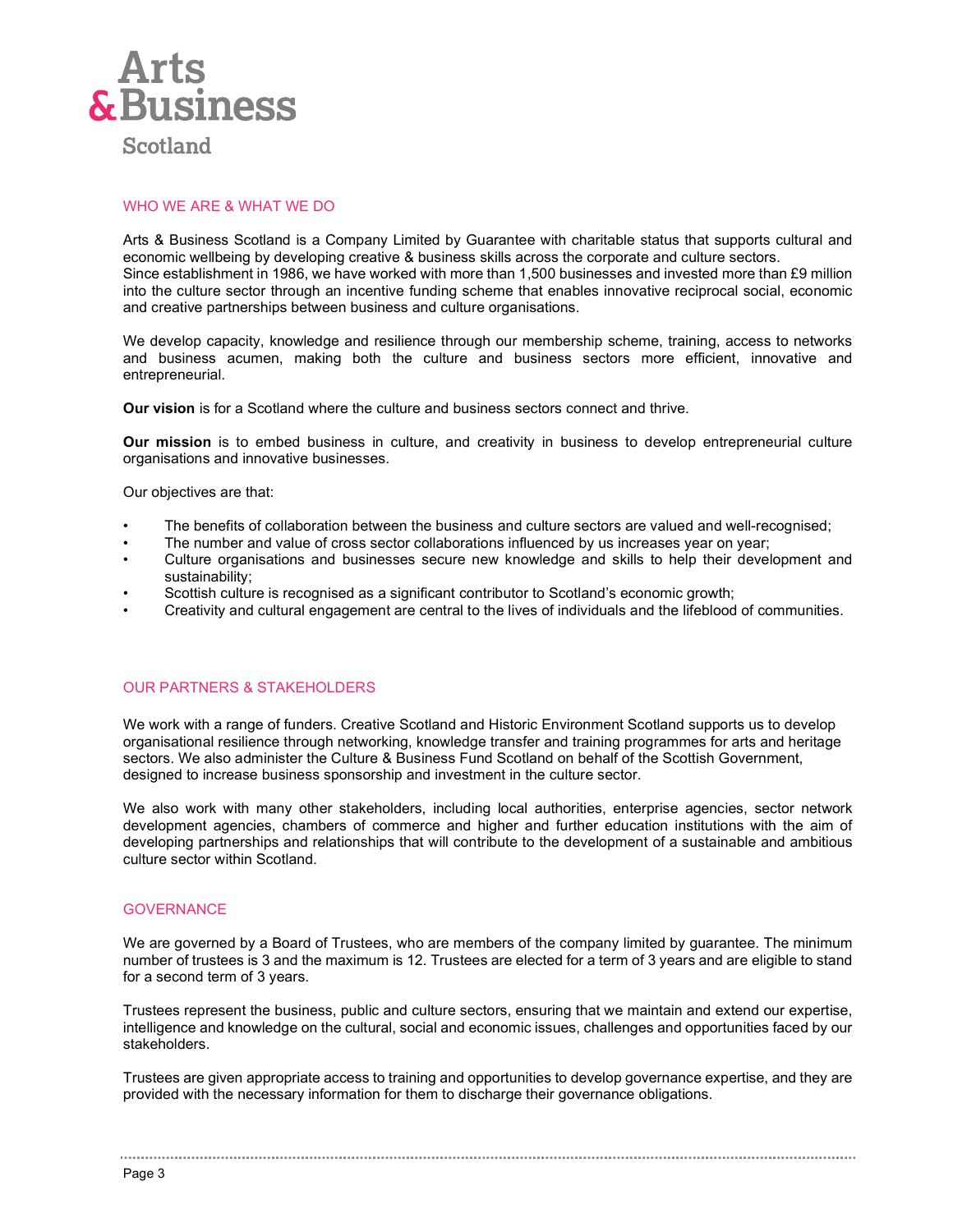# Arts & Business Scotland

## WHO WE ARE & WHAT WE DO

Arts & Business Scotland is a Company Limited by Guarantee with charitable status that supports cultural and economic wellbeing by developing creative & business skills across the corporate and culture sectors.
Since establishment in 1986, we have worked with more than 1,500 businesses and invested more than £9 million into the culture sector through an incentive funding scheme that enables innovative reciprocal social, economic and creative partnerships between business and culture organisations.

We develop capacity, knowledge and resilience through our membership scheme, training, access to networks and business acumen, making both the culture and business sectors more efficient, innovative and entrepreneurial.

**Our vision** is for a Scotland where the culture and business sectors connect and thrive.

**Our mission** is to embed business in culture, and creativity in business to develop entrepreneurial culture organisations and innovative businesses.

Our objectives are that:

- The benefits of collaboration between the business and culture sectors are valued and well-recognised;
- The number and value of cross sector collaborations influenced by us increases year on year;
- Culture organisations and businesses secure new knowledge and skills to help their development and sustainability;
- Scottish culture is recognised as a significant contributor to Scotland's economic growth;
- Creativity and cultural engagement are central to the lives of individuals and the lifeblood of communities.

## OUR PARTNERS & STAKEHOLDERS

We work with a range of funders. Creative Scotland and Historic Environment Scotland supports us to develop organisational resilience through networking, knowledge transfer and training programmes for arts and heritage sectors. We also administer the Culture & Business Fund Scotland on behalf of the Scottish Government, designed to increase business sponsorship and investment in the culture sector.

We also work with many other stakeholders, including local authorities, enterprise agencies, sector network development agencies, chambers of commerce and higher and further education institutions with the aim of developing partnerships and relationships that will contribute to the development of a sustainable and ambitious culture sector within Scotland.

## GOVERNANCE

We are governed by a Board of Trustees, who are members of the company limited by guarantee. The minimum number of trustees is 3 and the maximum is 12. Trustees are elected for a term of 3 years and are eligible to stand for a second term of 3 years.

Trustees represent the business, public and culture sectors, ensuring that we maintain and extend our expertise, intelligence and knowledge on the cultural, social and economic issues, challenges and opportunities faced by our stakeholders.

Trustees are given appropriate access to training and opportunities to develop governance expertise, and they are provided with the necessary information for them to discharge their governance obligations.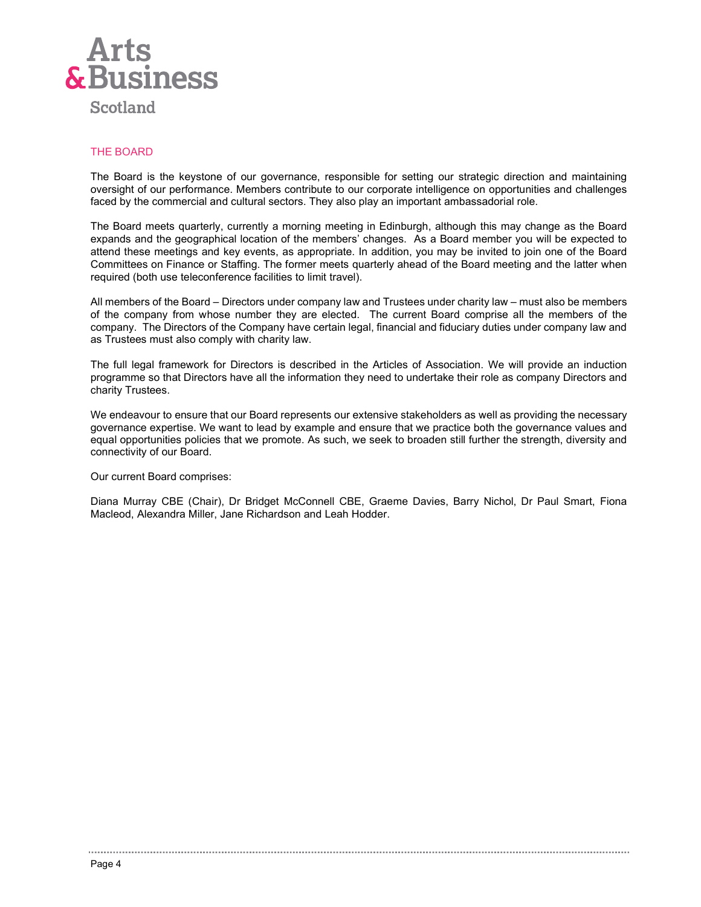## THE BOARD

The Board is the keystone of our governance, responsible for setting our strategic direction and maintaining oversight of our performance. Members contribute to our corporate intelligence on opportunities and challenges faced by the commercial and cultural sectors. They also play an important ambassadorial role.

The Board meets quarterly, currently a morning meeting in Edinburgh, although this may change as the Board expands and the geographical location of the members' changes. As a Board member you will be expected to attend these meetings and key events, as appropriate. In addition, you may be invited to join one of the Board Committees on Finance or Staffing. The former meets quarterly ahead of the Board meeting and the latter when required (both use teleconference facilities to limit travel).

All members of the Board – Directors under company law and Trustees under charity law – must also be members of the company from whose number they are elected. The current Board comprise all the members of the company. The Directors of the Company have certain legal, financial and fiduciary duties under company law and as Trustees must also comply with charity law.

The full legal framework for Directors is described in the Articles of Association. We will provide an induction programme so that Directors have all the information they need to undertake their role as company Directors and charity Trustees.

We endeavour to ensure that our Board represents our extensive stakeholders as well as providing the necessary governance expertise. We want to lead by example and ensure that we practice both the governance values and equal opportunities policies that we promote. As such, we seek to broaden still further the strength, diversity and connectivity of our Board.

Our current Board comprises:

Diana Murray CBE (Chair), Dr Bridget McConnell CBE, Graeme Davies, Barry Nichol, Dr Paul Smart, Fiona Macleod, Alexandra Miller, Jane Richardson and Leah Hodder.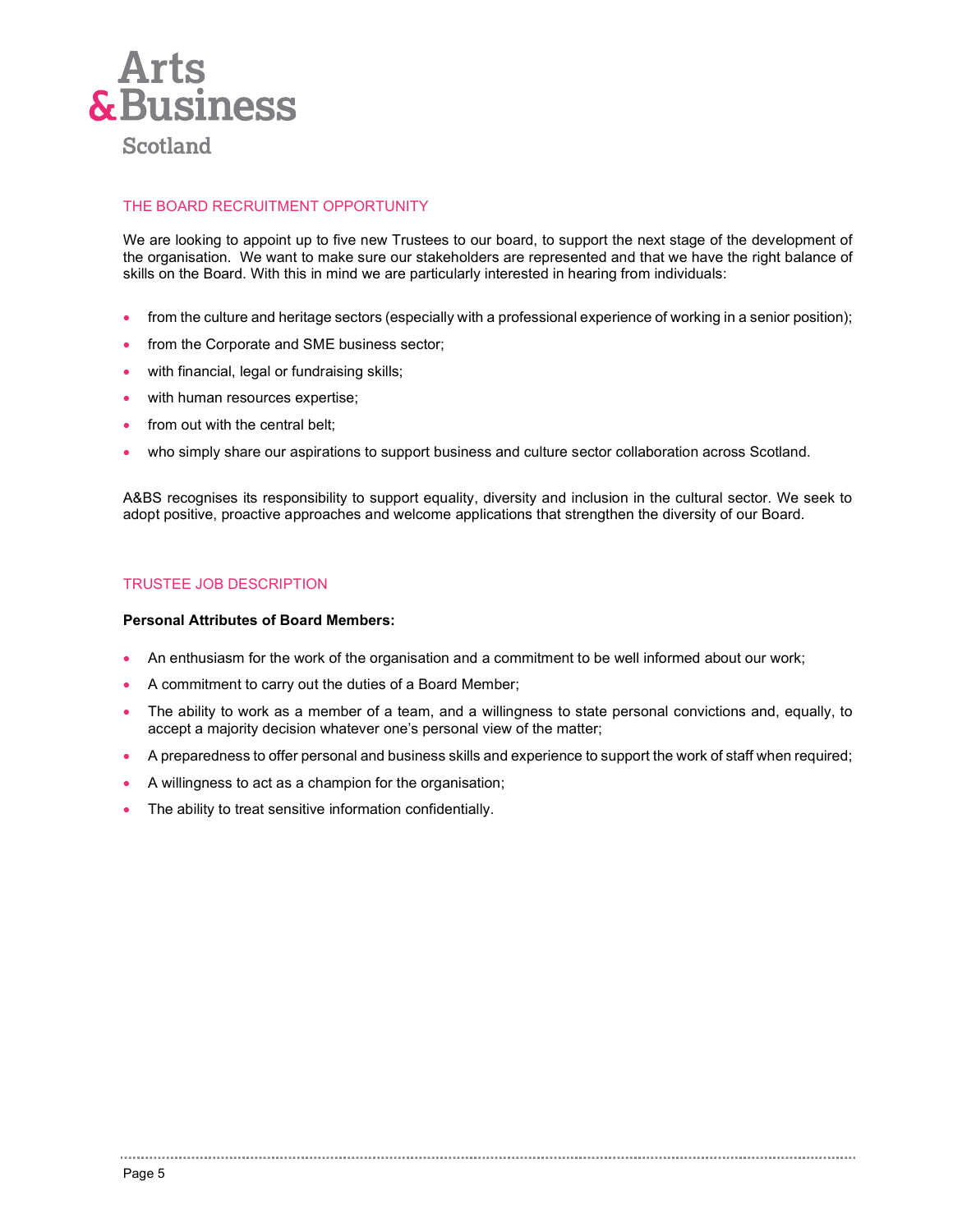## THE BOARD RECRUITMENT OPPORTUNITY

We are looking to appoint up to five new Trustees to our board, to support the next stage of the development of the organisation. We want to make sure our stakeholders are represented and that we have the right balance of skills on the Board. With this in mind we are particularly interested in hearing from individuals:

- from the culture and heritage sectors (especially with a professional experience of working in a senior position);
- from the Corporate and SME business sector;
- with financial, legal or fundraising skills;
- with human resources expertise;
- from out with the central belt;
- who simply share our aspirations to support business and culture sector collaboration across Scotland.

A&BS recognises its responsibility to support equality, diversity and inclusion in the cultural sector. We seek to adopt positive, proactive approaches and welcome applications that strengthen the diversity of our Board.

## TRUSTEE JOB DESCRIPTION

**Personal Attributes of Board Members:**

- An enthusiasm for the work of the organisation and a commitment to be well informed about our work;
- A commitment to carry out the duties of a Board Member;
- The ability to work as a member of a team, and a willingness to state personal convictions and, equally, to accept a majority decision whatever one's personal view of the matter;
- A preparedness to offer personal and business skills and experience to support the work of staff when required;
- A willingness to act as a champion for the organisation;
- The ability to treat sensitive information confidentially.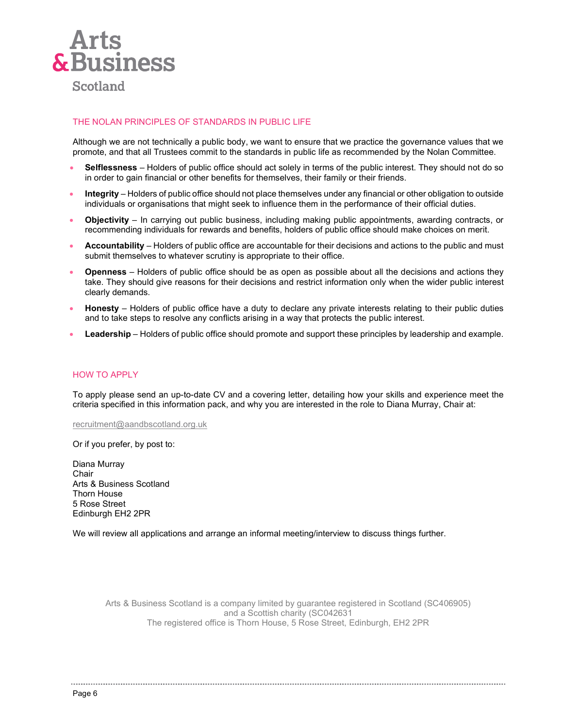Arts
& Business
Scotland

## THE NOLAN PRINCIPLES OF STANDARDS IN PUBLIC LIFE

Although we are not technically a public body, we want to ensure that we practice the governance values that we promote, and that all Trustees commit to the standards in public life as recommended by the Nolan Committee.

- **Selflessness** – Holders of public office should act solely in terms of the public interest. They should not do so in order to gain financial or other benefits for themselves, their family or their friends.
- **Integrity** – Holders of public office should not place themselves under any financial or other obligation to outside individuals or organisations that might seek to influence them in the performance of their official duties.
- **Objectivity** – In carrying out public business, including making public appointments, awarding contracts, or recommending individuals for rewards and benefits, holders of public office should make choices on merit.
- **Accountability** – Holders of public office are accountable for their decisions and actions to the public and must submit themselves to whatever scrutiny is appropriate to their office.
- **Openness** – Holders of public office should be as open as possible about all the decisions and actions they take. They should give reasons for their decisions and restrict information only when the wider public interest clearly demands.
- **Honesty** – Holders of public office have a duty to declare any private interests relating to their public duties and to take steps to resolve any conflicts arising in a way that protects the public interest.
- **Leadership** – Holders of public office should promote and support these principles by leadership and example.

## HOW TO APPLY

To apply please send an up-to-date CV and a covering letter, detailing how your skills and experience meet the criteria specified in this information pack, and why you are interested in the role to Diana Murray, Chair at:

recruitment@aandbscotland.org.uk

Or if you prefer, by post to:

Diana Murray
Chair
Arts & Business Scotland
Thorn House
5 Rose Street
Edinburgh EH2 2PR

We will review all applications and arrange an informal meeting/interview to discuss things further.

Arts & Business Scotland is a company limited by guarantee registered in Scotland (SC406905)
and a Scottish charity (SC042631
The registered office is Thorn House, 5 Rose Street, Edinburgh, EH2 2PR